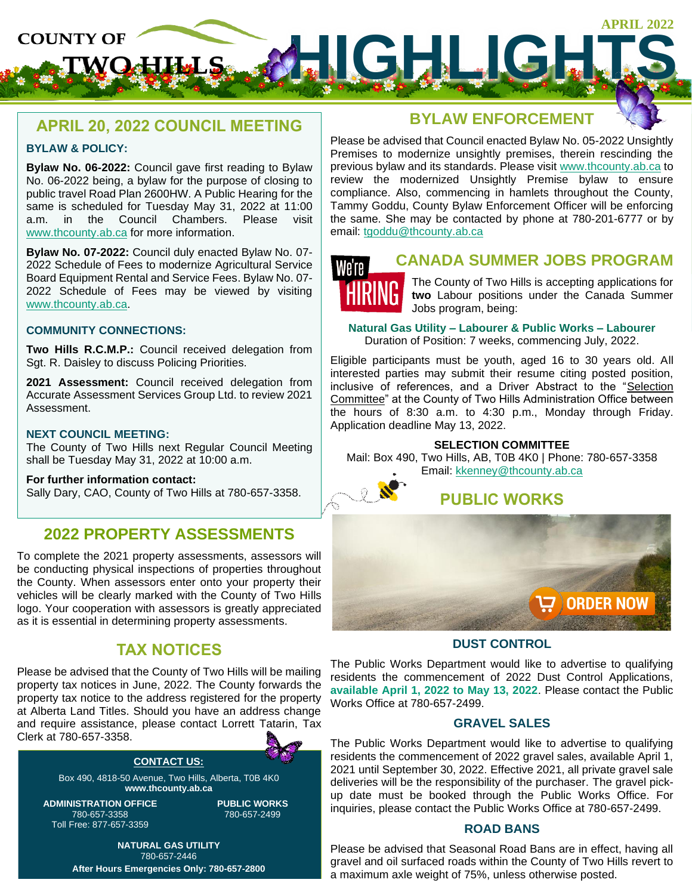# COUNTY OF TWO HILLS HIGHLIGHTS

APRIL 2022

## APRIL 20, 2022 COUNCIL MEETING

### BYLAW & POLICY:

**Bylaw No. 06-2022:** Council gave first reading to Bylaw No. 06-2022 being, a bylaw for the purpose of closing to public travel Road Plan 2600HW. A Public Hearing for the same is scheduled for Tuesday May 31, 2022 at 11:00 a.m. in the Council Chambers. Please visit www.thcounty.ab.ca for more information.

**Bylaw No. 07-2022:** Council duly enacted Bylaw No. 07-2022 Schedule of Fees to modernize Agricultural Service Board Equipment Rental and Service Fees. Bylaw No. 07-2022 Schedule of Fees may be viewed by visiting www.thcounty.ab.ca.

### COMMUNITY CONNECTIONS:

**Two Hills R.C.M.P.:** Council received delegation from Sgt. R. Daisley to discuss Policing Priorities.

**2021 Assessment:** Council received delegation from Accurate Assessment Services Group Ltd. to review 2021 Assessment.

### NEXT COUNCIL MEETING:

The County of Two Hills next Regular Council Meeting shall be Tuesday May 31, 2022 at 10:00 a.m.

**For further information contact:**
Sally Dary, CAO, County of Two Hills at 780-657-3358.

## 2022 PROPERTY ASSESSMENTS

To complete the 2021 property assessments, assessors will be conducting physical inspections of properties throughout the County. When assessors enter onto your property their vehicles will be clearly marked with the County of Two Hills logo. Your cooperation with assessors is greatly appreciated as it is essential in determining property assessments.

## TAX NOTICES

Please be advised that the County of Two Hills will be mailing property tax notices in June, 2022. The County forwards the property tax notice to the address registered for the property at Alberta Land Titles. Should you have an address change and require assistance, please contact Lorrett Tatarin, Tax Clerk at 780-657-3358.

### CONTACT US:

Box 490, 4818-50 Avenue, Two Hills, Alberta, T0B 4K0
**www.thcounty.ab.ca**

**ADMINISTRATION OFFICE**
780-657-3358
Toll Free: 877-657-3359

**PUBLIC WORKS**
780-657-2499

**NATURAL GAS UTILITY**
780-657-2446

**After Hours Emergencies Only: 780-657-2800**

## BYLAW ENFORCEMENT

Please be advised that Council enacted Bylaw No. 05-2022 Unsightly Premises to modernize unsightly premises, therein rescinding the previous bylaw and its standards. Please visit www.thcounty.ab.ca to review the modernized Unsightly Premise bylaw to ensure compliance. Also, commencing in hamlets throughout the County, Tammy Goddu, County Bylaw Enforcement Officer will be enforcing the same. She may be contacted by phone at 780-201-6777 or by email: tgoddu@thcounty.ab.ca

## CANADA SUMMER JOBS PROGRAM

We're HIRING

The County of Two Hills is accepting applications for **two** Labour positions under the Canada Summer Jobs program, being:

**Natural Gas Utility – Labourer & Public Works – Labourer**
Duration of Position: 7 weeks, commencing July, 2022.

Eligible participants must be youth, aged 16 to 30 years old. All interested parties may submit their resume citing posted position, inclusive of references, and a Driver Abstract to the "Selection Committee" at the County of Two Hills Administration Office between the hours of 8:30 a.m. to 4:30 p.m., Monday through Friday. Application deadline May 13, 2022.

**SELECTION COMMITTEE**
Mail: Box 490, Two Hills, AB, T0B 4K0 | Phone: 780-657-3358
Email: kkenney@thcounty.ab.ca

## PUBLIC WORKS

ORDER NOW

### DUST CONTROL

The Public Works Department would like to advertise to qualifying residents the commencement of 2022 Dust Control Applications, **available April 1, 2022 to May 13, 2022**. Please contact the Public Works Office at 780-657-2499.

### GRAVEL SALES

The Public Works Department would like to advertise to qualifying residents the commencement of 2022 gravel sales, available April 1, 2021 until September 30, 2022. Effective 2021, all private gravel sale deliveries will be the responsibility of the purchaser. The gravel pick-up date must be booked through the Public Works Office. For inquiries, please contact the Public Works Office at 780-657-2499.

### ROAD BANS

Please be advised that Seasonal Road Bans are in effect, having all gravel and oil surfaced roads within the County of Two Hills revert to a maximum axle weight of 75%, unless otherwise posted.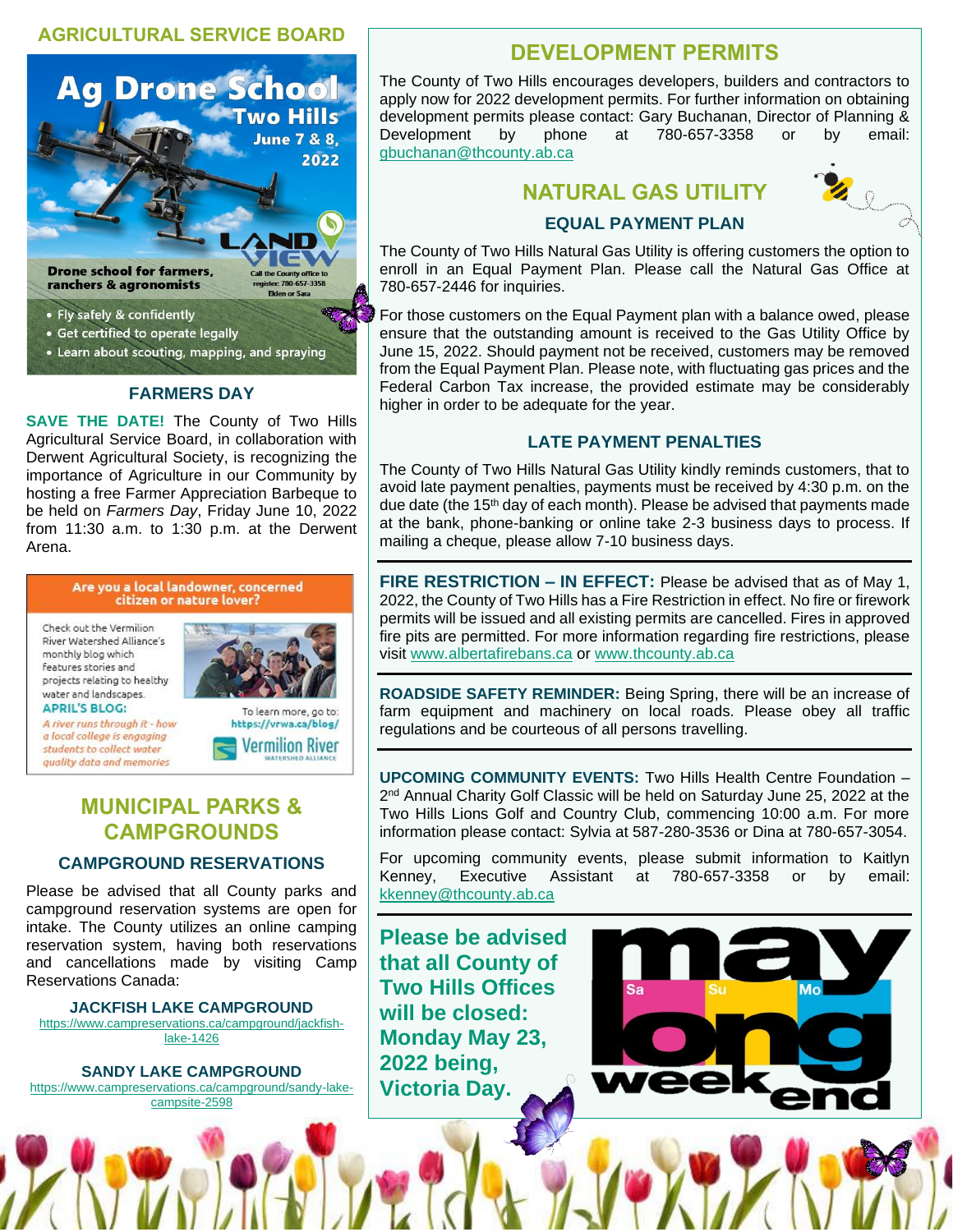## AGRICULTURAL SERVICE BOARD

**Ag Drone School**
**Two Hills**
**June 7 & 8, 2022**

LAND VIEW

**Drone school for farmers, ranchers & agronomists**

Call the County office to register: 780-657-3358 Elden or Sara

- Fly safely & confidently
- Get certified to operate legally
- Learn about scouting, mapping, and spraying

### FARMERS DAY

**SAVE THE DATE!** The County of Two Hills Agricultural Service Board, in collaboration with Derwent Agricultural Society, is recognizing the importance of Agriculture in our Community by hosting a free Farmer Appreciation Barbeque to be held on *Farmers Day*, Friday June 10, 2022 from 11:30 a.m. to 1:30 p.m. at the Derwent Arena.

**Are you a local landowner, concerned citizen or nature lover?**

Check out the Vermilion River Watershed Alliance's monthly blog which features stories and projects relating to healthy water and landscapes.

**APRIL'S BLOG:**

*A river runs through it - how a local college is engaging students to collect water quality data and memories*

To learn more, go to: **https://vrwa.ca/blog/**

Vermilion River WATERSHED ALLIANCE

## MUNICIPAL PARKS & CAMPGROUNDS

### CAMPGROUND RESERVATIONS

Please be advised that all County parks and campground reservation systems are open for intake. The County utilizes an online camping reservation system, having both reservations and cancellations made by visiting Camp Reservations Canada:

**JACKFISH LAKE CAMPGROUND**
https://www.campreservations.ca/campground/jackfish-lake-1426

**SANDY LAKE CAMPGROUND**
https://www.campreservations.ca/campground/sandy-lake-campsite-2598

## DEVELOPMENT PERMITS

The County of Two Hills encourages developers, builders and contractors to apply now for 2022 development permits. For further information on obtaining development permits please contact: Gary Buchanan, Director of Planning & Development by phone at 780-657-3358 or by email: gbuchanan@thcounty.ab.ca

## NATURAL GAS UTILITY

### EQUAL PAYMENT PLAN

The County of Two Hills Natural Gas Utility is offering customers the option to enroll in an Equal Payment Plan. Please call the Natural Gas Office at 780-657-2446 for inquiries.

For those customers on the Equal Payment plan with a balance owed, please ensure that the outstanding amount is received to the Gas Utility Office by June 15, 2022. Should payment not be received, customers may be removed from the Equal Payment Plan. Please note, with fluctuating gas prices and the Federal Carbon Tax increase, the provided estimate may be considerably higher in order to be adequate for the year.

### LATE PAYMENT PENALTIES

The County of Two Hills Natural Gas Utility kindly reminds customers, that to avoid late payment penalties, payments must be received by 4:30 p.m. on the due date (the 15th day of each month). Please be advised that payments made at the bank, phone-banking or online take 2-3 business days to process. If mailing a cheque, please allow 7-10 business days.

**FIRE RESTRICTION – IN EFFECT:** Please be advised that as of May 1, 2022, the County of Two Hills has a Fire Restriction in effect. No fire or firework permits will be issued and all existing permits are cancelled. Fires in approved fire pits are permitted. For more information regarding fire restrictions, please visit www.albertafirebans.ca or www.thcounty.ab.ca

**ROADSIDE SAFETY REMINDER:** Being Spring, there will be an increase of farm equipment and machinery on local roads. Please obey all traffic regulations and be courteous of all persons travelling.

**UPCOMING COMMUNITY EVENTS:** Two Hills Health Centre Foundation – 2nd Annual Charity Golf Classic will be held on Saturday June 25, 2022 at the Two Hills Lions Golf and Country Club, commencing 10:00 a.m. For more information please contact: Sylvia at 587-280-3536 or Dina at 780-657-3054.

For upcoming community events, please submit information to Kaitlyn Kenney, Executive Assistant at 780-657-3358 or by email: kkenney@thcounty.ab.ca

**Please be advised that all County of Two Hills Offices will be closed: Monday May 23, 2022 being, Victoria Day.**

may long weekend (Sa Su Mo)